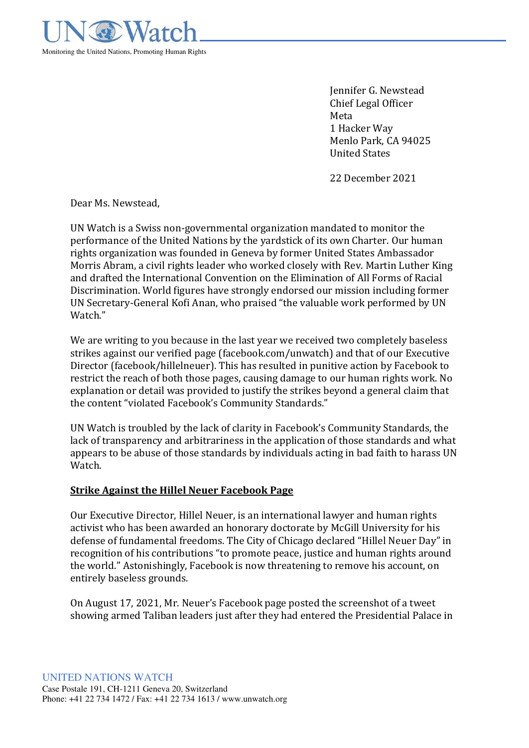UN Watch

Monitoring the United Nations, Promoting Human Rights

Jennifer G. Newstead  
Chief Legal Officer  
Meta  
1 Hacker Way  
Menlo Park, CA 94025  
United States

22 December 2021

Dear Ms. Newstead,

UN Watch is a Swiss non-governmental organization mandated to monitor the performance of the United Nations by the yardstick of its own Charter. Our human rights organization was founded in Geneva by former United States Ambassador Morris Abram, a civil rights leader who worked closely with Rev. Martin Luther King and drafted the International Convention on the Elimination of All Forms of Racial Discrimination. World figures have strongly endorsed our mission including former UN Secretary-General Kofi Anan, who praised "the valuable work performed by UN Watch."

We are writing to you because in the last year we received two completely baseless strikes against our verified page (facebook.com/unwatch) and that of our Executive Director (facebook/hillelneuer). This has resulted in punitive action by Facebook to restrict the reach of both those pages, causing damage to our human rights work. No explanation or detail was provided to justify the strikes beyond a general claim that the content "violated Facebook's Community Standards."

UN Watch is troubled by the lack of clarity in Facebook's Community Standards, the lack of transparency and arbitrariness in the application of those standards and what appears to be abuse of those standards by individuals acting in bad faith to harass UN Watch.

**<u>Strike Against the Hillel Neuer Facebook Page</u>**

Our Executive Director, Hillel Neuer, is an international lawyer and human rights activist who has been awarded an honorary doctorate by McGill University for his defense of fundamental freedoms. The City of Chicago declared "Hillel Neuer Day" in recognition of his contributions "to promote peace, justice and human rights around the world." Astonishingly, Facebook is now threatening to remove his account, on entirely baseless grounds.

On August 17, 2021, Mr. Neuer's Facebook page posted the screenshot of a tweet showing armed Taliban leaders just after they had entered the Presidential Palace in

UNITED NATIONS WATCH  
Case Postale 191, CH-1211 Geneva 20, Switzerland  
Phone: +41 22 734 1472 / Fax: +41 22 734 1613 / www.unwatch.org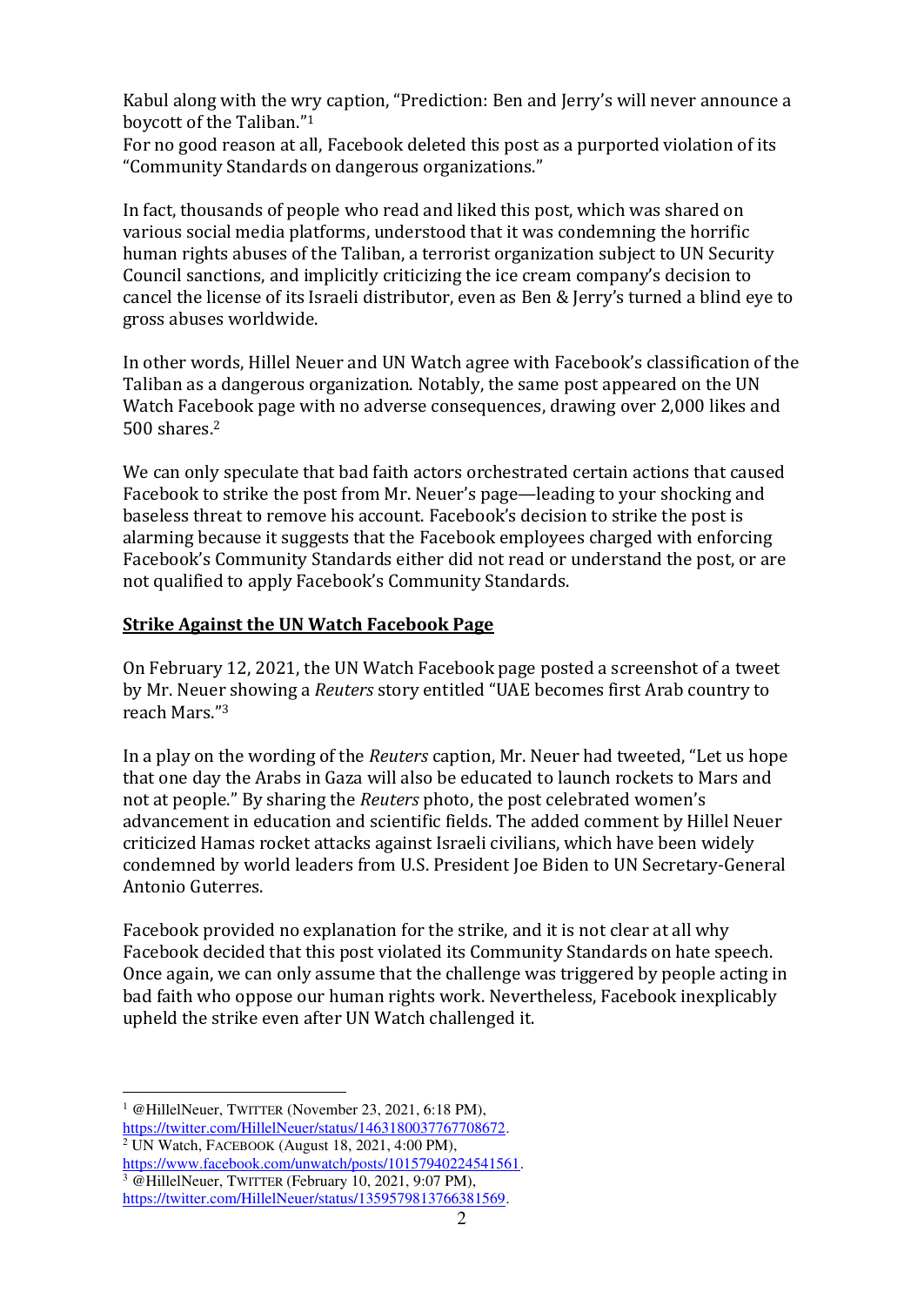Kabul along with the wry caption, "Prediction: Ben and Jerry's will never announce a boycott of the Taliban."[1]

For no good reason at all, Facebook deleted this post as a purported violation of its "Community Standards on dangerous organizations."

In fact, thousands of people who read and liked this post, which was shared on various social media platforms, understood that it was condemning the horrific human rights abuses of the Taliban, a terrorist organization subject to UN Security Council sanctions, and implicitly criticizing the ice cream company's decision to cancel the license of its Israeli distributor, even as Ben & Jerry's turned a blind eye to gross abuses worldwide.

In other words, Hillel Neuer and UN Watch agree with Facebook's classification of the Taliban as a dangerous organization. Notably, the same post appeared on the UN Watch Facebook page with no adverse consequences, drawing over 2,000 likes and 500 shares.[2]

We can only speculate that bad faith actors orchestrated certain actions that caused Facebook to strike the post from Mr. Neuer's page—leading to your shocking and baseless threat to remove his account. Facebook's decision to strike the post is alarming because it suggests that the Facebook employees charged with enforcing Facebook's Community Standards either did not read or understand the post, or are not qualified to apply Facebook's Community Standards.

**Strike Against the UN Watch Facebook Page**

On February 12, 2021, the UN Watch Facebook page posted a screenshot of a tweet by Mr. Neuer showing a *Reuters* story entitled "UAE becomes first Arab country to reach Mars."[3]

In a play on the wording of the *Reuters* caption, Mr. Neuer had tweeted, "Let us hope that one day the Arabs in Gaza will also be educated to launch rockets to Mars and not at people." By sharing the *Reuters* photo, the post celebrated women's advancement in education and scientific fields. The added comment by Hillel Neuer criticized Hamas rocket attacks against Israeli civilians, which have been widely condemned by world leaders from U.S. President Joe Biden to UN Secretary-General Antonio Guterres.

Facebook provided no explanation for the strike, and it is not clear at all why Facebook decided that this post violated its Community Standards on hate speech. Once again, we can only assume that the challenge was triggered by people acting in bad faith who oppose our human rights work. Nevertheless, Facebook inexplicably upheld the strike even after UN Watch challenged it.

---

[1] @HillelNeuer, TWITTER (November 23, 2021, 6:18 PM), https://twitter.com/HillelNeuer/status/1463180037767708672.

[2] UN Watch, FACEBOOK (August 18, 2021, 4:00 PM), https://www.facebook.com/unwatch/posts/10157940224541561.

[3] @HillelNeuer, TWITTER (February 10, 2021, 9:07 PM), https://twitter.com/HillelNeuer/status/1359579813766381569.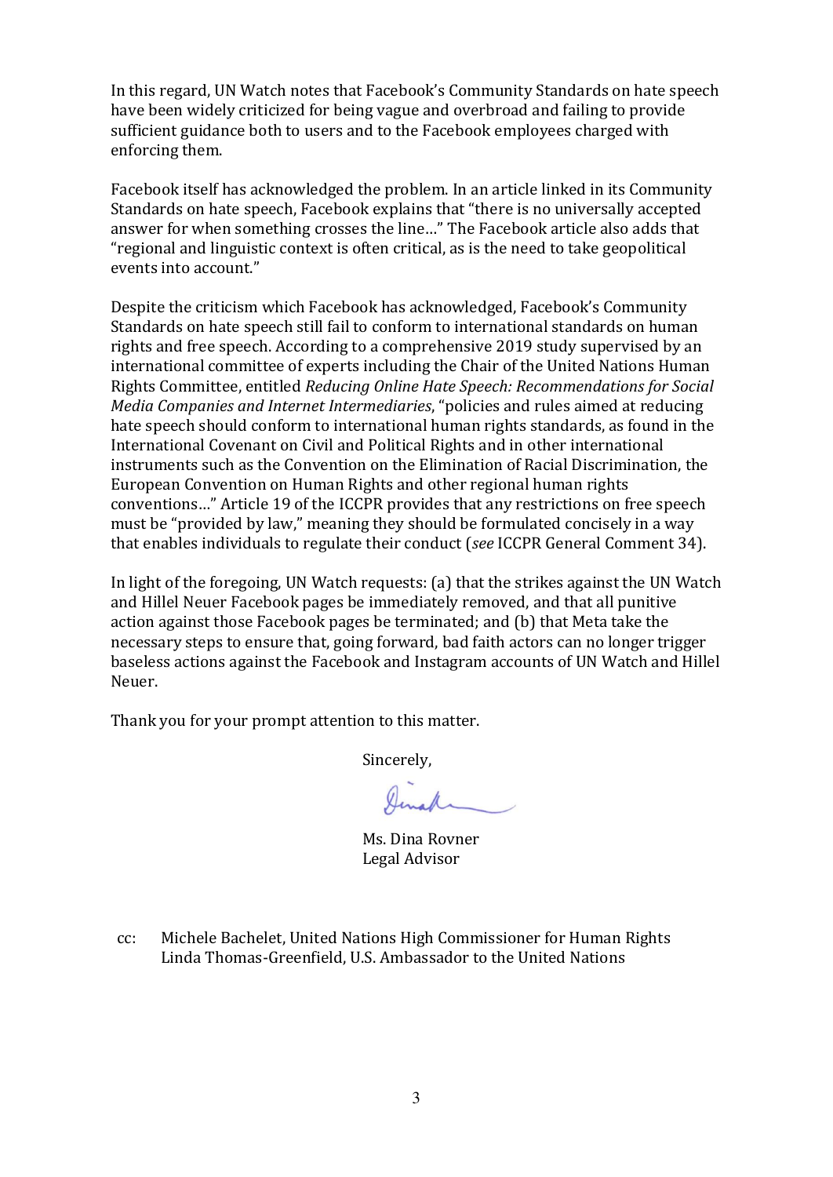In this regard, UN Watch notes that Facebook's Community Standards on hate speech have been widely criticized for being vague and overbroad and failing to provide sufficient guidance both to users and to the Facebook employees charged with enforcing them.

Facebook itself has acknowledged the problem. In an article linked in its Community Standards on hate speech, Facebook explains that "there is no universally accepted answer for when something crosses the line…" The Facebook article also adds that "regional and linguistic context is often critical, as is the need to take geopolitical events into account."

Despite the criticism which Facebook has acknowledged, Facebook's Community Standards on hate speech still fail to conform to international standards on human rights and free speech. According to a comprehensive 2019 study supervised by an international committee of experts including the Chair of the United Nations Human Rights Committee, entitled *Reducing Online Hate Speech: Recommendations for Social Media Companies and Internet Intermediaries*, "policies and rules aimed at reducing hate speech should conform to international human rights standards, as found in the International Covenant on Civil and Political Rights and in other international instruments such as the Convention on the Elimination of Racial Discrimination, the European Convention on Human Rights and other regional human rights conventions…" Article 19 of the ICCPR provides that any restrictions on free speech must be "provided by law," meaning they should be formulated concisely in a way that enables individuals to regulate their conduct (*see* ICCPR General Comment 34).

In light of the foregoing, UN Watch requests: (a) that the strikes against the UN Watch and Hillel Neuer Facebook pages be immediately removed, and that all punitive action against those Facebook pages be terminated; and (b) that Meta take the necessary steps to ensure that, going forward, bad faith actors can no longer trigger baseless actions against the Facebook and Instagram accounts of UN Watch and Hillel Neuer.

Thank you for your prompt attention to this matter.

Sincerely,

Ms. Dina Rovner
Legal Advisor

cc: Michele Bachelet, United Nations High Commissioner for Human Rights
Linda Thomas-Greenfield, U.S. Ambassador to the United Nations